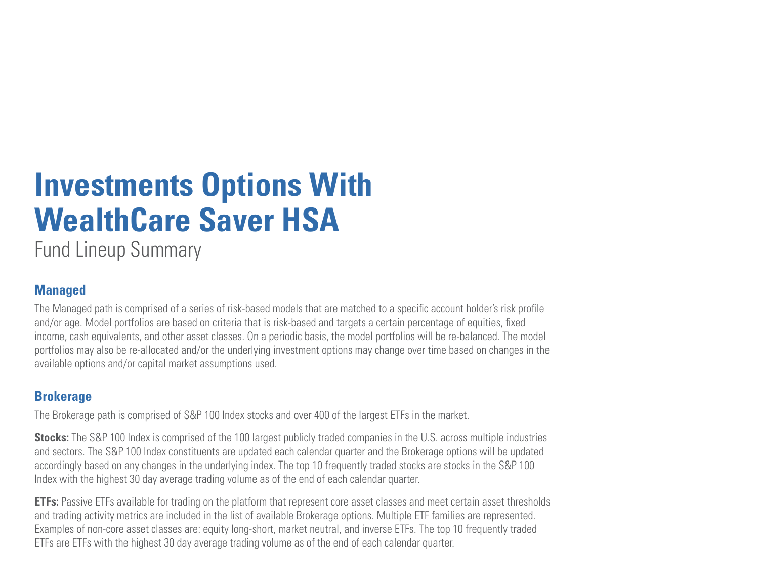# Investments Options With WealthCare Saver HSA

Fund Lineup Summary

## Managed

The Managed path is comprised of a series of risk-based models that are matched to a specific account holder's risk profile and/or age. Model portfolios are based on criteria that is risk-based and targets a certain percentage of equities, fixed income, cash equivalents, and other asset classes. On a periodic basis, the model portfolios will be re-balanced. The model portfolios may also be re-allocated and/or the underlying investment options may change over time based on changes in the available options and/or capital market assumptions used.

## Brokerage

The Brokerage path is comprised of S&P 100 Index stocks and over 400 of the largest ETFs in the market.

**Stocks:** The S&P 100 Index is comprised of the 100 largest publicly traded companies in the U.S. across multiple industries and sectors. The S&P 100 Index constituents are updated each calendar quarter and the Brokerage options will be updated accordingly based on any changes in the underlying index. The top 10 frequently traded stocks are stocks in the S&P 100 Index with the highest 30 day average trading volume as of the end of each calendar quarter.

**ETFs:** Passive ETFs available for trading on the platform that represent core asset classes and meet certain asset thresholds and trading activity metrics are included in the list of available Brokerage options. Multiple ETF families are represented. Examples of non-core asset classes are: equity long-short, market neutral, and inverse ETFs. The top 10 frequently traded ETFs are ETFs with the highest 30 day average trading volume as of the end of each calendar quarter.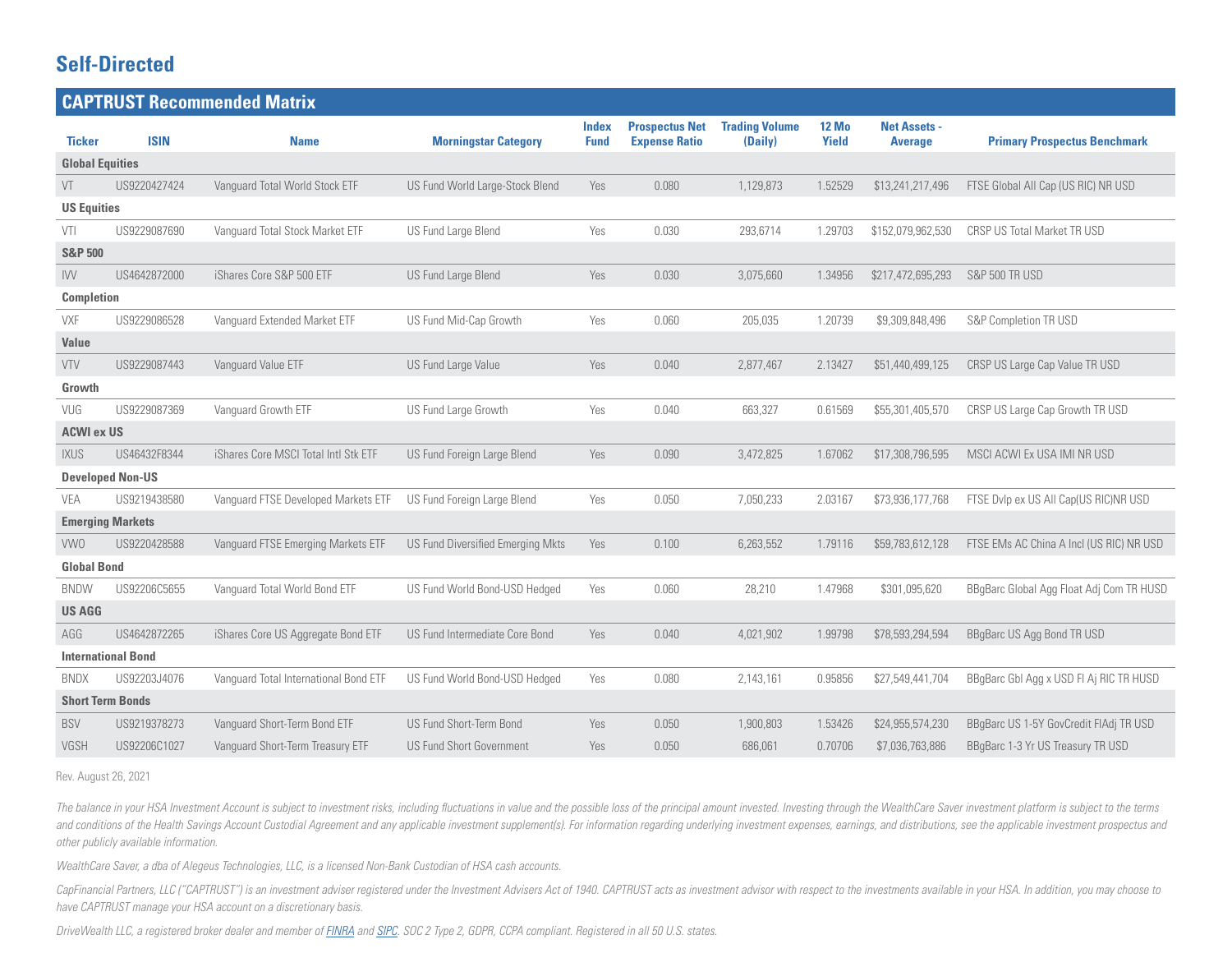## Self-Directed

### CAPTRUST Recommended Matrix

| Ticker | ISIN | Name | Morningstar Category | Index Fund | Prospectus Net Expense Ratio | Trading Volume (Daily) | 12 Mo Yield | Net Assets - Average | Primary Prospectus Benchmark |
|---|---|---|---|---|---|---|---|---|---|
| **Global Equities** | | | | | | | | | |
| VT | US9220427424 | Vanguard Total World Stock ETF | US Fund World Large-Stock Blend | Yes | 0.080 | 1,129,873 | 1.52529 | $13,241,217,496 | FTSE Global All Cap (US RIC) NR USD |
| **US Equities** | | | | | | | | | |
| VTI | US9229087690 | Vanguard Total Stock Market ETF | US Fund Large Blend | Yes | 0.030 | 293,6714 | 1.29703 | $152,079,962,530 | CRSP US Total Market TR USD |
| **S&P 500** | | | | | | | | | |
| IVV | US4642872000 | iShares Core S&P 500 ETF | US Fund Large Blend | Yes | 0.030 | 3,075,660 | 1.34956 | $217,472,695,293 | S&P 500 TR USD |
| **Completion** | | | | | | | | | |
| VXF | US9229086528 | Vanguard Extended Market ETF | US Fund Mid-Cap Growth | Yes | 0.060 | 205,035 | 1.20739 | $9,309,848,496 | S&P Completion TR USD |
| **Value** | | | | | | | | | |
| VTV | US9229087443 | Vanguard Value ETF | US Fund Large Value | Yes | 0.040 | 2,877,467 | 2.13427 | $51,440,499,125 | CRSP US Large Cap Value TR USD |
| **Growth** | | | | | | | | | |
| VUG | US9229087369 | Vanguard Growth ETF | US Fund Large Growth | Yes | 0.040 | 663,327 | 0.61569 | $55,301,405,570 | CRSP US Large Cap Growth TR USD |
| **ACWI ex US** | | | | | | | | | |
| IXUS | US46432F8344 | iShares Core MSCI Total Intl Stk ETF | US Fund Foreign Large Blend | Yes | 0.090 | 3,472,825 | 1.67062 | $17,308,796,595 | MSCI ACWI Ex USA IMI NR USD |
| **Developed Non-US** | | | | | | | | | |
| VEA | US9219438580 | Vanguard FTSE Developed Markets ETF | US Fund Foreign Large Blend | Yes | 0.050 | 7,050,233 | 2.03167 | $73,936,177,768 | FTSE Dvlp ex US All Cap(US RIC)NR USD |
| **Emerging Markets** | | | | | | | | | |
| VWO | US9220428588 | Vanguard FTSE Emerging Markets ETF | US Fund Diversified Emerging Mkts | Yes | 0.100 | 6,263,552 | 1.79116 | $59,783,612,128 | FTSE EMs AC China A Incl (US RIC) NR USD |
| **Global Bond** | | | | | | | | | |
| BNDW | US92206C5655 | Vanguard Total World Bond ETF | US Fund World Bond-USD Hedged | Yes | 0.060 | 28,210 | 1.47968 | $301,095,620 | BBgBarc Global Agg Float Adj Com TR HUSD |
| **US AGG** | | | | | | | | | |
| AGG | US4642872265 | iShares Core US Aggregate Bond ETF | US Fund Intermediate Core Bond | Yes | 0.040 | 4,021,902 | 1.99798 | $78,593,294,594 | BBgBarc US Agg Bond TR USD |
| **International Bond** | | | | | | | | | |
| BNDX | US92203J4076 | Vanguard Total International Bond ETF | US Fund World Bond-USD Hedged | Yes | 0.080 | 2,143,161 | 0.95856 | $27,549,441,704 | BBgBarc Gbl Agg x USD Fl Aj RIC TR HUSD |
| **Short Term Bonds** | | | | | | | | | |
| BSV | US9219378273 | Vanguard Short-Term Bond ETF | US Fund Short-Term Bond | Yes | 0.050 | 1,900,803 | 1.53426 | $24,955,574,230 | BBgBarc US 1-5Y GovCredit FlAdj TR USD |
| VGSH | US92206C1027 | Vanguard Short-Term Treasury ETF | US Fund Short Government | Yes | 0.050 | 686,061 | 0.70706 | $7,036,763,886 | BBgBarc 1-3 Yr US Treasury TR USD |

Rev. August 26, 2021

*The balance in your HSA Investment Account is subject to investment risks, including fluctuations in value and the possible loss of the principal amount invested. Investing through the WealthCare Saver investment platform is subject to the terms and conditions of the Health Savings Account Custodial Agreement and any applicable investment supplement(s). For information regarding underlying investment expenses, earnings, and distributions, see the applicable investment prospectus and other publicly available information.*

*WealthCare Saver, a dba of Alegeus Technologies, LLC, is a licensed Non-Bank Custodian of HSA cash accounts.*

*CapFinancial Partners, LLC ("CAPTRUST") is an investment adviser registered under the Investment Advisers Act of 1940. CAPTRUST acts as investment advisor with respect to the investments available in your HSA. In addition, you may choose to have CAPTRUST manage your HSA account on a discretionary basis.*

*DriveWealth LLC, a registered broker dealer and member of FINRA and SIPC. SOC 2 Type 2, GDPR, CCPA compliant. Registered in all 50 U.S. states.*